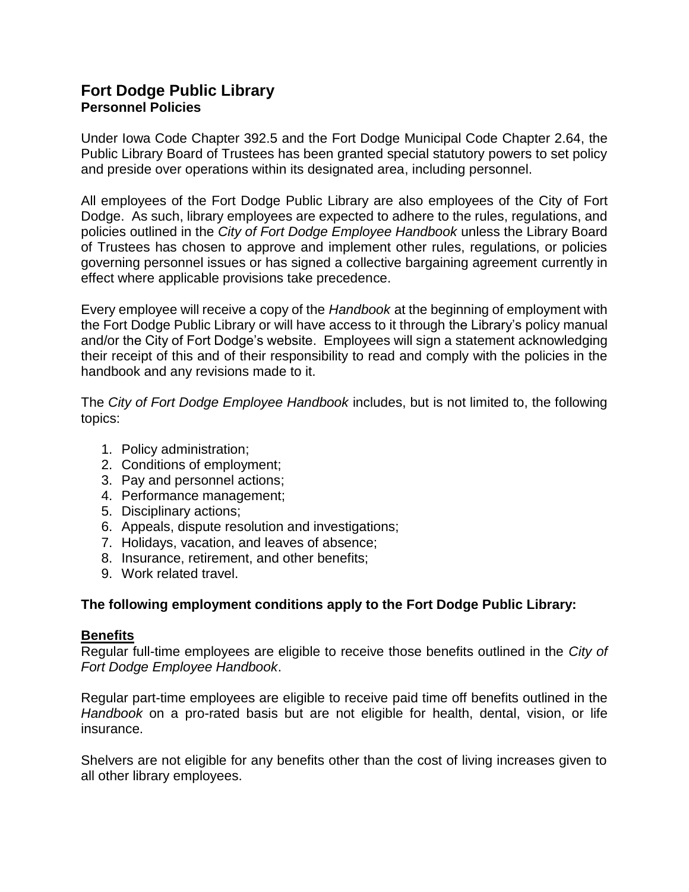# Fort Dodge Public Library
## Personnel Policies

Under Iowa Code Chapter 392.5 and the Fort Dodge Municipal Code Chapter 2.64, the Public Library Board of Trustees has been granted special statutory powers to set policy and preside over operations within its designated area, including personnel.

All employees of the Fort Dodge Public Library are also employees of the City of Fort Dodge. As such, library employees are expected to adhere to the rules, regulations, and policies outlined in the *City of Fort Dodge Employee Handbook* unless the Library Board of Trustees has chosen to approve and implement other rules, regulations, or policies governing personnel issues or has signed a collective bargaining agreement currently in effect where applicable provisions take precedence.

Every employee will receive a copy of the *Handbook* at the beginning of employment with the Fort Dodge Public Library or will have access to it through the Library's policy manual and/or the City of Fort Dodge's website. Employees will sign a statement acknowledging their receipt of this and of their responsibility to read and comply with the policies in the handbook and any revisions made to it.

The *City of Fort Dodge Employee Handbook* includes, but is not limited to, the following topics:

1. Policy administration;
2. Conditions of employment;
3. Pay and personnel actions;
4. Performance management;
5. Disciplinary actions;
6. Appeals, dispute resolution and investigations;
7. Holidays, vacation, and leaves of absence;
8. Insurance, retirement, and other benefits;
9. Work related travel.

**The following employment conditions apply to the Fort Dodge Public Library:**

**Benefits**

Regular full-time employees are eligible to receive those benefits outlined in the *City of Fort Dodge Employee Handbook*.

Regular part-time employees are eligible to receive paid time off benefits outlined in the *Handbook* on a pro-rated basis but are not eligible for health, dental, vision, or life insurance.

Shelvers are not eligible for any benefits other than the cost of living increases given to all other library employees.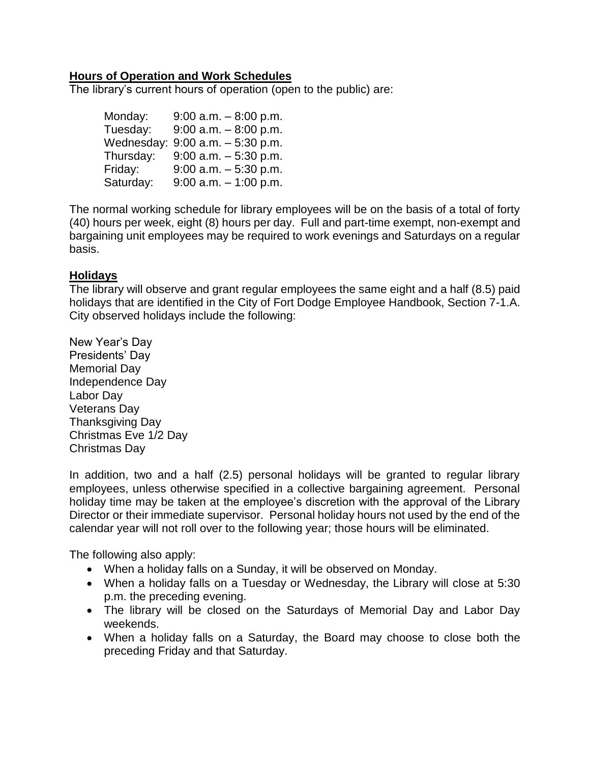**Hours of Operation and Work Schedules**

The library's current hours of operation (open to the public) are:

| Day | Hours |
|---|---|
| Monday: | 9:00 a.m. – 8:00 p.m. |
| Tuesday: | 9:00 a.m. – 8:00 p.m. |
| Wednesday: | 9:00 a.m. – 5:30 p.m. |
| Thursday: | 9:00 a.m. – 5:30 p.m. |
| Friday: | 9:00 a.m. – 5:30 p.m. |
| Saturday: | 9:00 a.m. – 1:00 p.m. |

The normal working schedule for library employees will be on the basis of a total of forty (40) hours per week, eight (8) hours per day. Full and part-time exempt, non-exempt and bargaining unit employees may be required to work evenings and Saturdays on a regular basis.

**Holidays**

The library will observe and grant regular employees the same eight and a half (8.5) paid holidays that are identified in the City of Fort Dodge Employee Handbook, Section 7-1.A. City observed holidays include the following:

New Year's Day
Presidents' Day
Memorial Day
Independence Day
Labor Day
Veterans Day
Thanksgiving Day
Christmas Eve 1/2 Day
Christmas Day

In addition, two and a half (2.5) personal holidays will be granted to regular library employees, unless otherwise specified in a collective bargaining agreement. Personal holiday time may be taken at the employee's discretion with the approval of the Library Director or their immediate supervisor. Personal holiday hours not used by the end of the calendar year will not roll over to the following year; those hours will be eliminated.

The following also apply:

- When a holiday falls on a Sunday, it will be observed on Monday.
- When a holiday falls on a Tuesday or Wednesday, the Library will close at 5:30 p.m. the preceding evening.
- The library will be closed on the Saturdays of Memorial Day and Labor Day weekends.
- When a holiday falls on a Saturday, the Board may choose to close both the preceding Friday and that Saturday.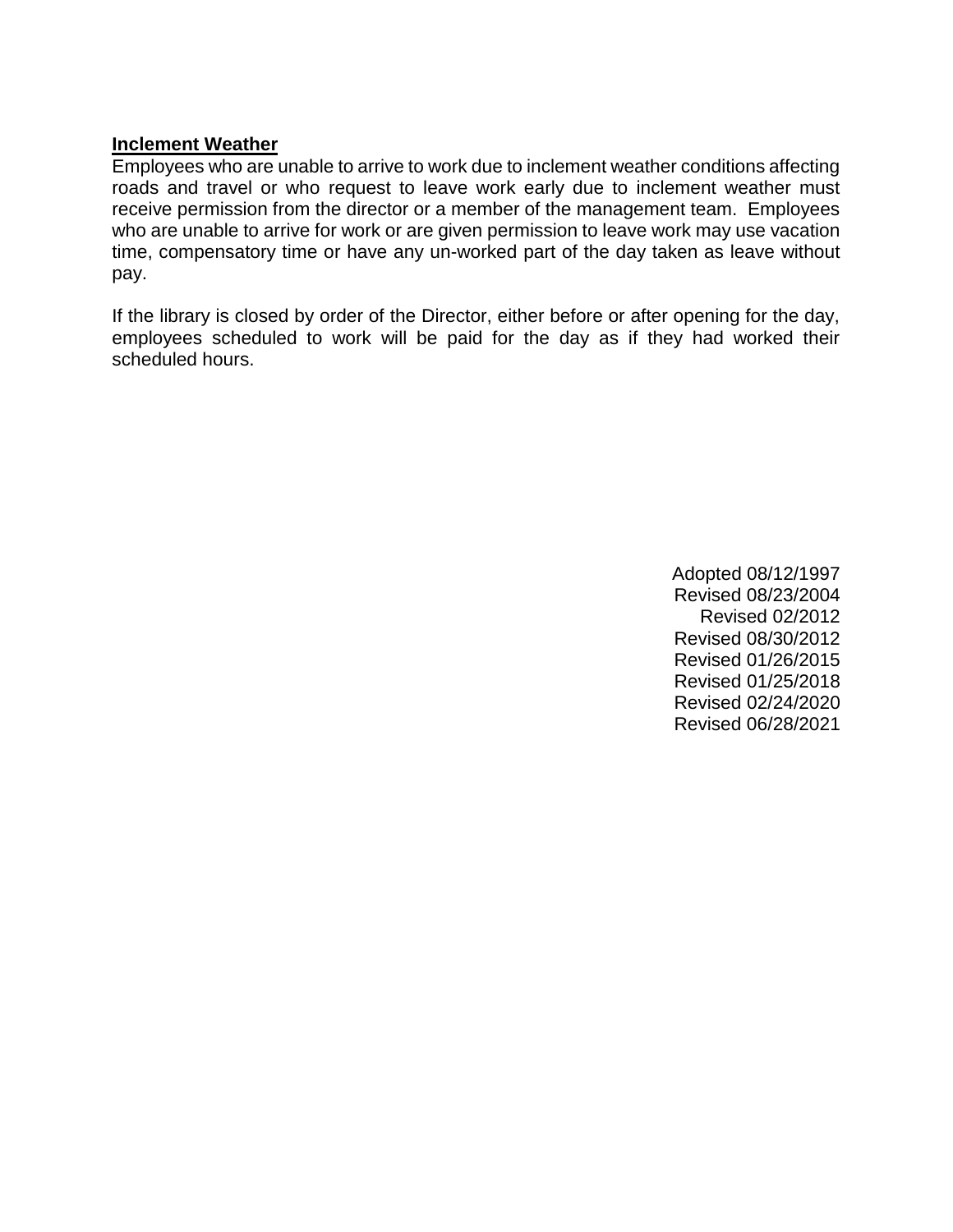**Inclement Weather**

Employees who are unable to arrive to work due to inclement weather conditions affecting roads and travel or who request to leave work early due to inclement weather must receive permission from the director or a member of the management team. Employees who are unable to arrive for work or are given permission to leave work may use vacation time, compensatory time or have any un-worked part of the day taken as leave without pay.

If the library is closed by order of the Director, either before or after opening for the day, employees scheduled to work will be paid for the day as if they had worked their scheduled hours.

Adopted 08/12/1997
Revised 08/23/2004
Revised 02/2012
Revised 08/30/2012
Revised 01/26/2015
Revised 01/25/2018
Revised 02/24/2020
Revised 06/28/2021